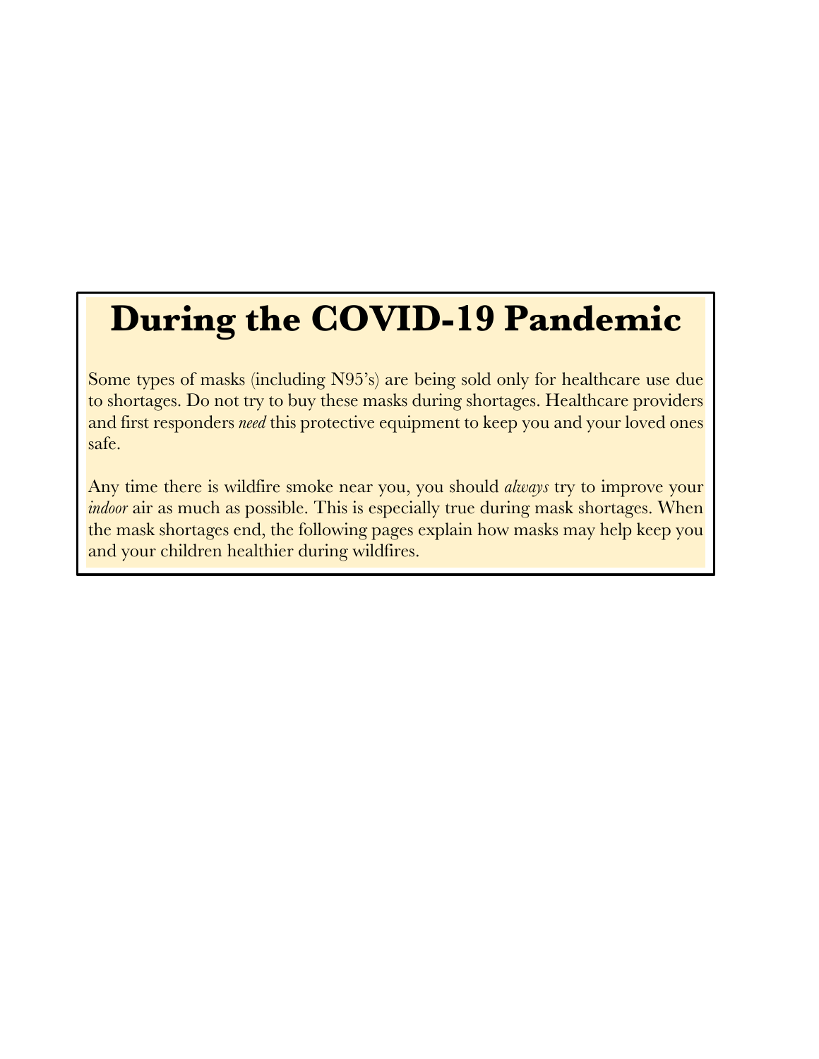# During the COVID-19 Pandemic

Some types of masks (including N95's) are being sold only for healthcare use due to shortages. Do not try to buy these masks during shortages. Healthcare providers and first responders *need* this protective equipment to keep you and your loved ones safe.

Any time there is wildfire smoke near you, you should *always* try to improve your *indoor* air as much as possible. This is especially true during mask shortages. When the mask shortages end, the following pages explain how masks may help keep you and your children healthier during wildfires.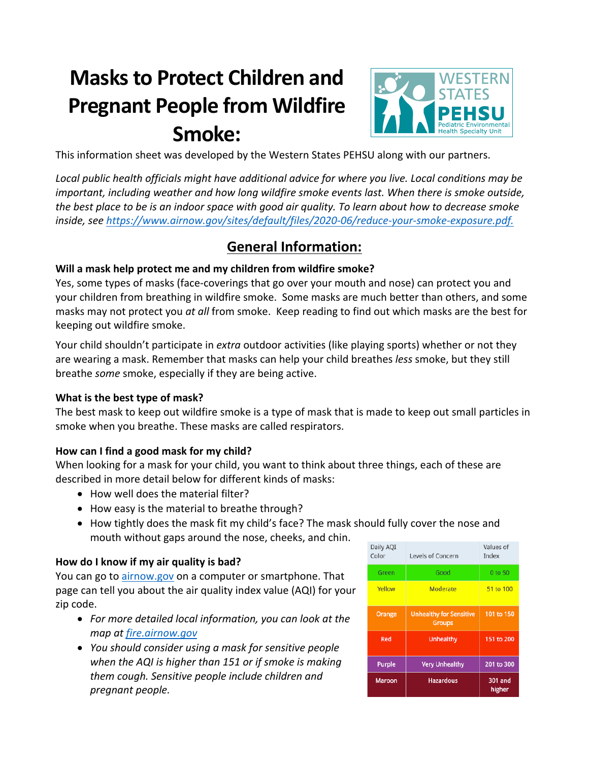# Masks to Protect Children and Pregnant People from Wildfire Smoke:

This information sheet was developed by the Western States PEHSU along with our partners.

*Local public health officials might have additional advice for where you live. Local conditions may be important, including weather and how long wildfire smoke events last. When there is smoke outside, the best place to be is an indoor space with good air quality. To learn about how to decrease smoke inside, see [https://www.airnow.gov/sites/default/files/2020-06/reduce-your-smoke-exposure.pdf.](https://www.airnow.gov/sites/default/files/2020-06/reduce-your-smoke-exposure.pdf)*

## General Information:

**Will a mask help protect me and my children from wildfire smoke?**

Yes, some types of masks (face-coverings that go over your mouth and nose) can protect you and your children from breathing in wildfire smoke. Some masks are much better than others, and some masks may not protect you *at all* from smoke. Keep reading to find out which masks are the best for keeping out wildfire smoke.

Your child shouldn't participate in *extra* outdoor activities (like playing sports) whether or not they are wearing a mask. Remember that masks can help your child breathes *less* smoke, but they still breathe *some* smoke, especially if they are being active.

**What is the best type of mask?**

The best mask to keep out wildfire smoke is a type of mask that is made to keep out small particles in smoke when you breathe. These masks are called respirators.

**How can I find a good mask for my child?**

When looking for a mask for your child, you want to think about three things, each of these are described in more detail below for different kinds of masks:

- How well does the material filter?
- How easy is the material to breathe through?
- How tightly does the mask fit my child's face? The mask should fully cover the nose and mouth without gaps around the nose, cheeks, and chin.

**How do I know if my air quality is bad?**

You can go to [airnow.gov](https://airnow.gov) on a computer or smartphone. That page can tell you about the air quality index value (AQI) for your zip code.

- *For more detailed local information, you can look at the map at [fire.airnow.gov](https://fire.airnow.gov)*
- *You should consider using a mask for sensitive people when the AQI is higher than 151 or if smoke is making them cough. Sensitive people include children and pregnant people.*

| Daily AQI Color | Levels of Concern | Values of Index |
|---|---|---|
| Green | Good | 0 to 50 |
| Yellow | Moderate | 51 to 100 |
| Orange | Unhealthy for Sensitive Groups | 101 to 150 |
| Red | Unhealthy | 151 to 200 |
| Purple | Very Unhealthy | 201 to 300 |
| Maroon | Hazardous | 301 and higher |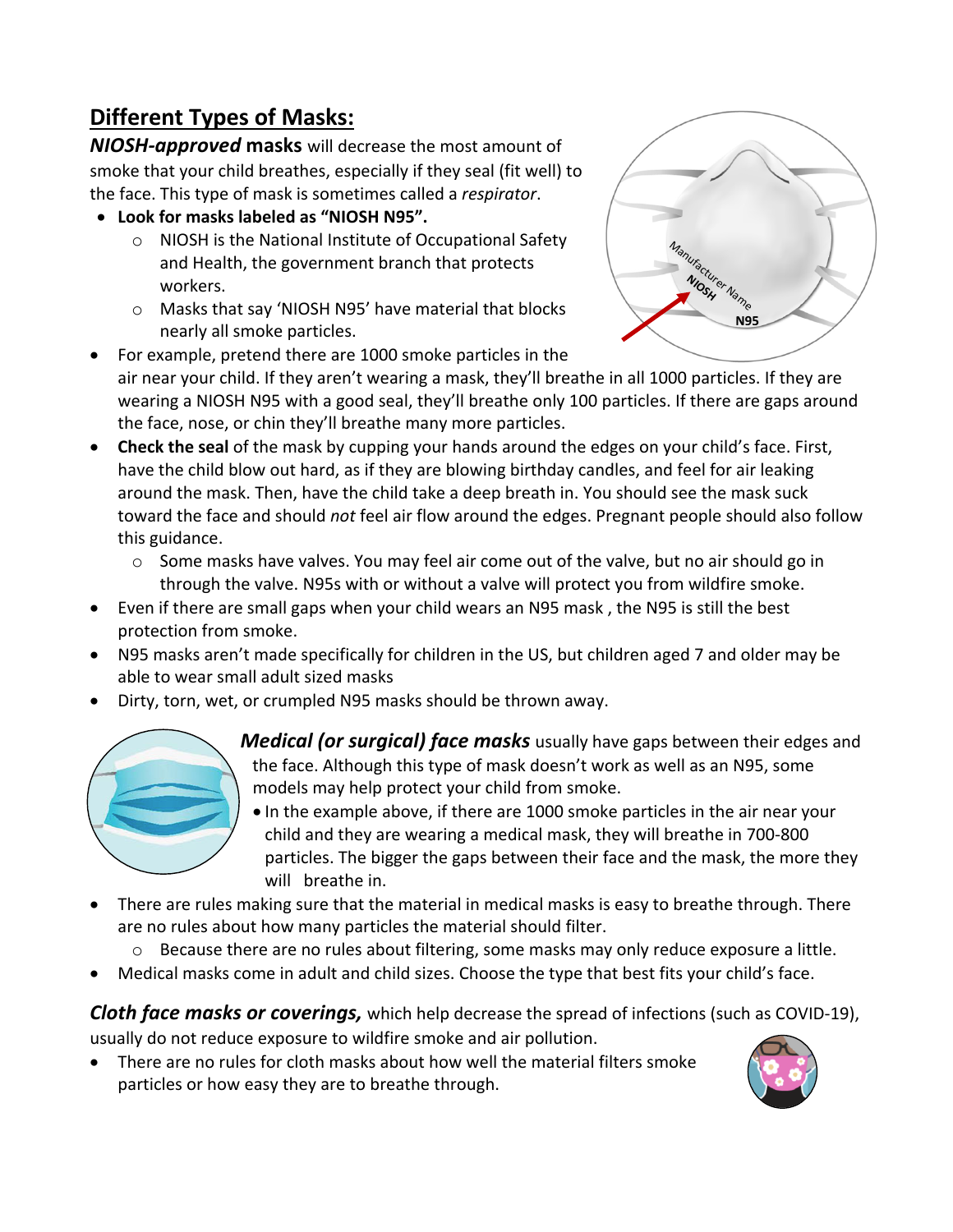## Different Types of Masks:

***NIOSH-approved* masks** will decrease the most amount of smoke that your child breathes, especially if they seal (fit well) to the face. This type of mask is sometimes called a *respirator*.

- **Look for masks labeled as "NIOSH N95".**
  - NIOSH is the National Institute of Occupational Safety and Health, the government branch that protects workers.
  - Masks that say 'NIOSH N95' have material that blocks nearly all smoke particles.
- For example, pretend there are 1000 smoke particles in the air near your child. If they aren't wearing a mask, they'll breathe in all 1000 particles. If they are wearing a NIOSH N95 with a good seal, they'll breathe only 100 particles. If there are gaps around the face, nose, or chin they'll breathe many more particles.
- **Check the seal** of the mask by cupping your hands around the edges on your child's face. First, have the child blow out hard, as if they are blowing birthday candles, and feel for air leaking around the mask. Then, have the child take a deep breath in. You should see the mask suck toward the face and should *not* feel air flow around the edges. Pregnant people should also follow this guidance.
  - Some masks have valves. You may feel air come out of the valve, but no air should go in through the valve. N95s with or without a valve will protect you from wildfire smoke.
- Even if there are small gaps when your child wears an N95 mask , the N95 is still the best protection from smoke.
- N95 masks aren't made specifically for children in the US, but children aged 7 and older may be able to wear small adult sized masks
- Dirty, torn, wet, or crumpled N95 masks should be thrown away.

***Medical (or surgical) face masks*** usually have gaps between their edges and the face. Although this type of mask doesn't work as well as an N95, some models may help protect your child from smoke.

- In the example above, if there are 1000 smoke particles in the air near your child and they are wearing a medical mask, they will breathe in 700-800 particles. The bigger the gaps between their face and the mask, the more they will breathe in.
- There are rules making sure that the material in medical masks is easy to breathe through. There are no rules about how many particles the material should filter.
  - Because there are no rules about filtering, some masks may only reduce exposure a little.
- Medical masks come in adult and child sizes. Choose the type that best fits your child's face.

***Cloth face masks or coverings,*** which help decrease the spread of infections (such as COVID-19), usually do not reduce exposure to wildfire smoke and air pollution.

- There are no rules for cloth masks about how well the material filters smoke particles or how easy they are to breathe through.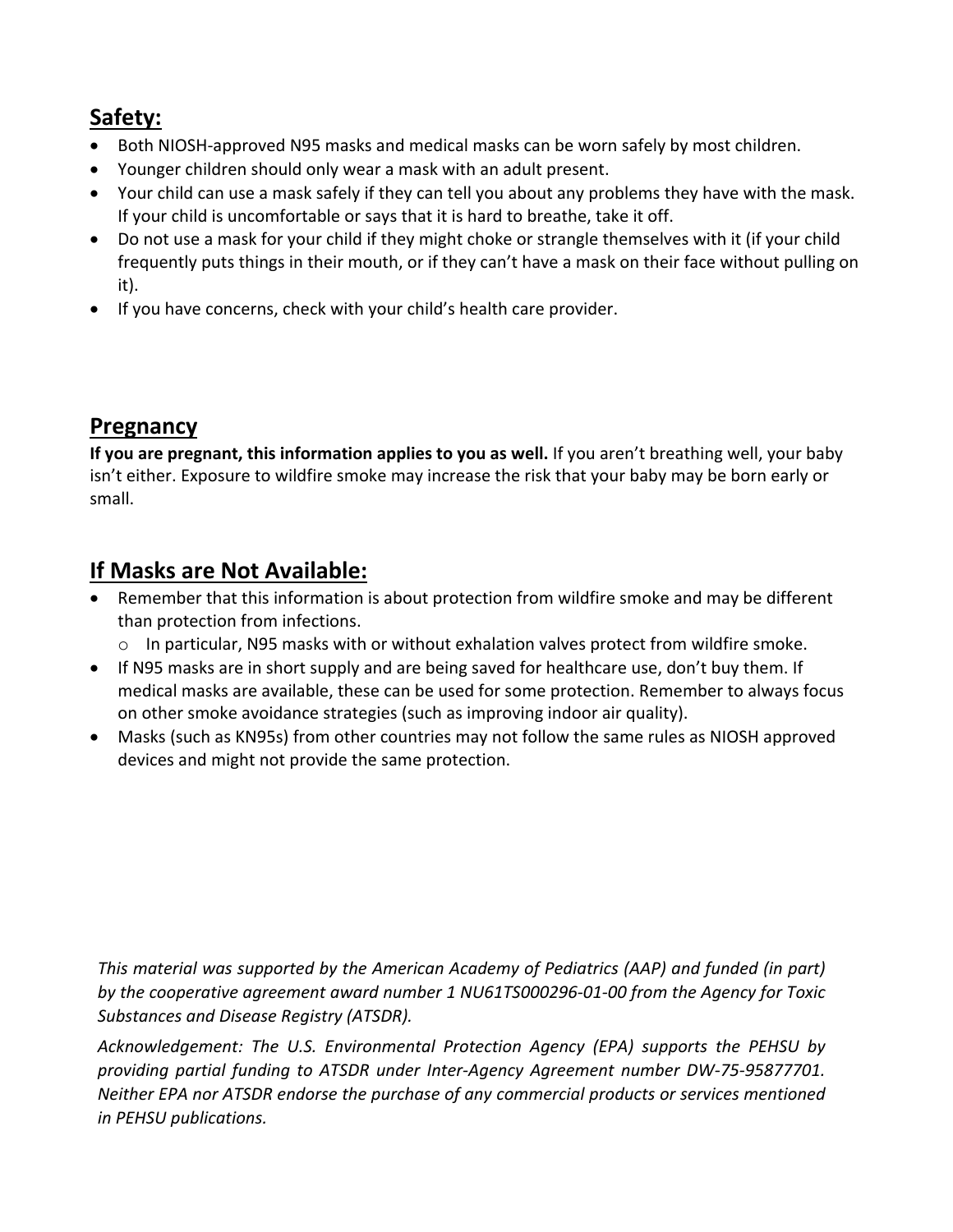## Safety:

- Both NIOSH-approved N95 masks and medical masks can be worn safely by most children.
- Younger children should only wear a mask with an adult present.
- Your child can use a mask safely if they can tell you about any problems they have with the mask. If your child is uncomfortable or says that it is hard to breathe, take it off.
- Do not use a mask for your child if they might choke or strangle themselves with it (if your child frequently puts things in their mouth, or if they can't have a mask on their face without pulling on it).
- If you have concerns, check with your child's health care provider.

## Pregnancy

**If you are pregnant, this information applies to you as well.** If you aren't breathing well, your baby isn't either. Exposure to wildfire smoke may increase the risk that your baby may be born early or small.

## If Masks are Not Available:

- Remember that this information is about protection from wildfire smoke and may be different than protection from infections.
  - In particular, N95 masks with or without exhalation valves protect from wildfire smoke.
- If N95 masks are in short supply and are being saved for healthcare use, don't buy them. If medical masks are available, these can be used for some protection. Remember to always focus on other smoke avoidance strategies (such as improving indoor air quality).
- Masks (such as KN95s) from other countries may not follow the same rules as NIOSH approved devices and might not provide the same protection.

*This material was supported by the American Academy of Pediatrics (AAP) and funded (in part) by the cooperative agreement award number 1 NU61TS000296-01-00 from the Agency for Toxic Substances and Disease Registry (ATSDR).*

*Acknowledgement: The U.S. Environmental Protection Agency (EPA) supports the PEHSU by providing partial funding to ATSDR under Inter-Agency Agreement number DW-75-95877701. Neither EPA nor ATSDR endorse the purchase of any commercial products or services mentioned in PEHSU publications.*